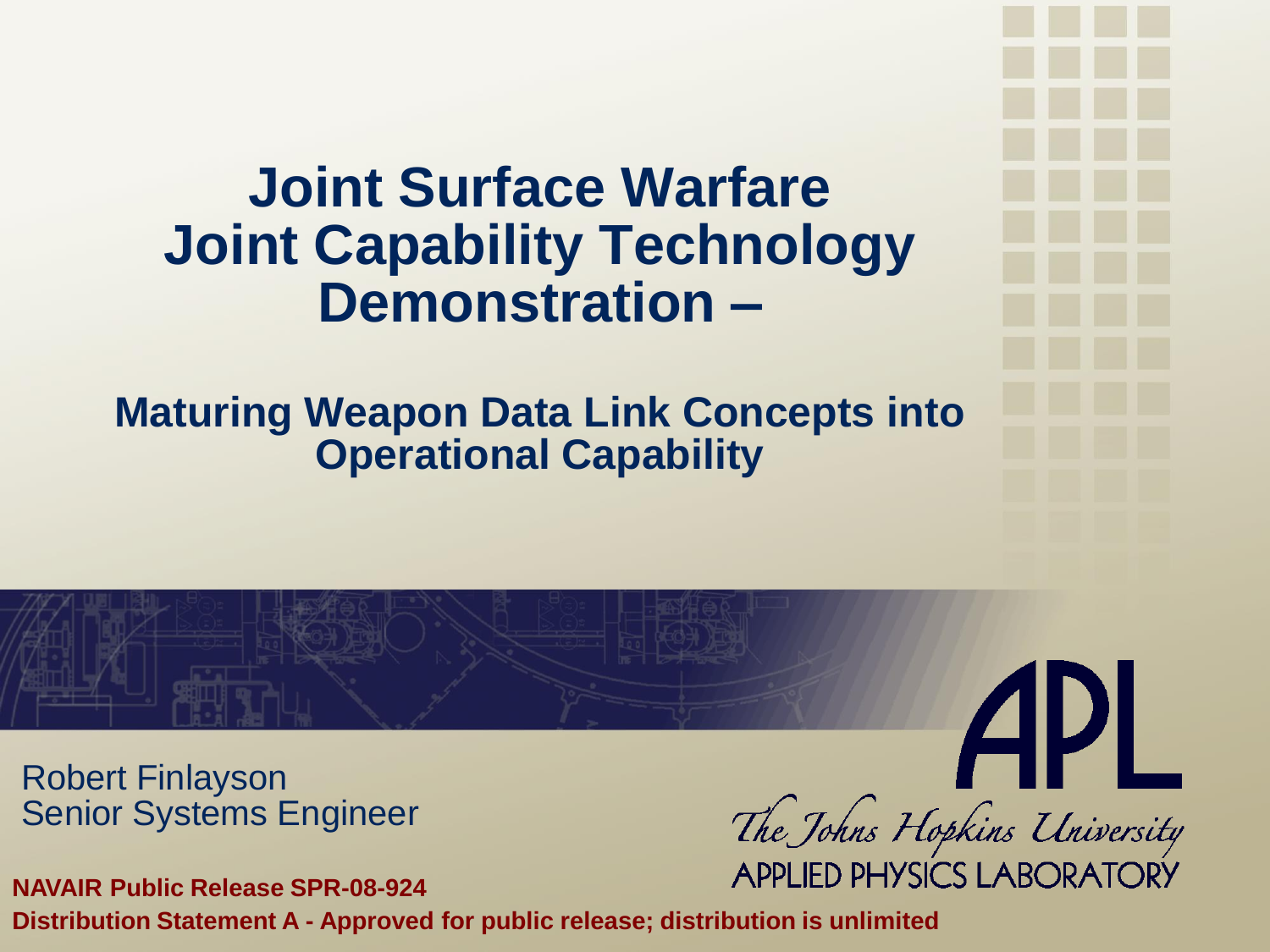# Joint Surface Warfare Joint Capability Technology Demonstration –

## Maturing Weapon Data Link Concepts into Operational Capability

Robert Finlayson
Senior Systems Engineer

APL
The Johns Hopkins University
APPLIED PHYSICS LABORATORY

**NAVAIR Public Release SPR-08-924**

**Distribution Statement A - Approved for public release; distribution is unlimited**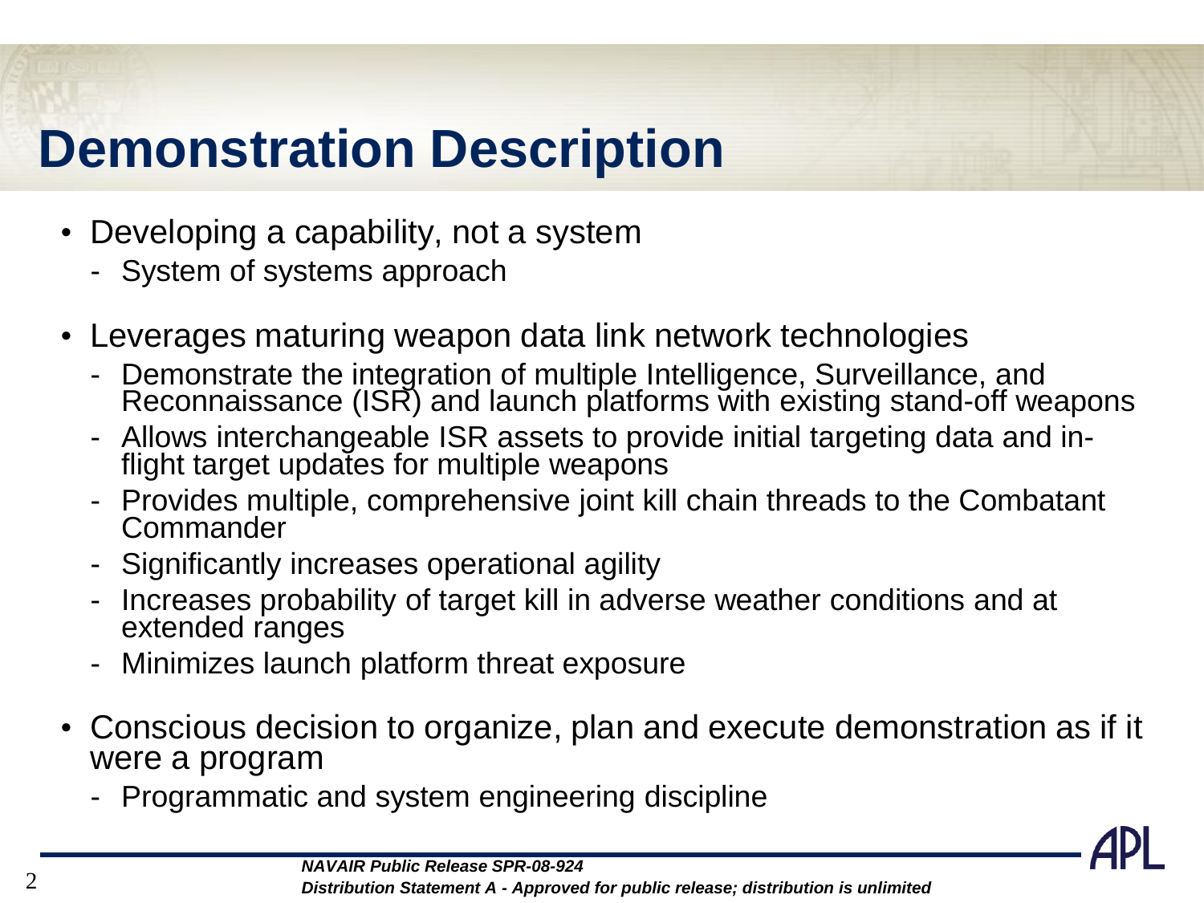# Demonstration Description

- Developing a capability, not a system
  - System of systems approach
- Leverages maturing weapon data link network technologies
  - Demonstrate the integration of multiple Intelligence, Surveillance, and Reconnaissance (ISR) and launch platforms with existing stand-off weapons
  - Allows interchangeable ISR assets to provide initial targeting data and in-flight target updates for multiple weapons
  - Provides multiple, comprehensive joint kill chain threads to the Combatant Commander
  - Significantly increases operational agility
  - Increases probability of target kill in adverse weather conditions and at extended ranges
  - Minimizes launch platform threat exposure
- Conscious decision to organize, plan and execute demonstration as if it were a program
  - Programmatic and system engineering discipline

***NAVAIR Public Release SPR-08-924***

***Distribution Statement A - Approved for public release; distribution is unlimited***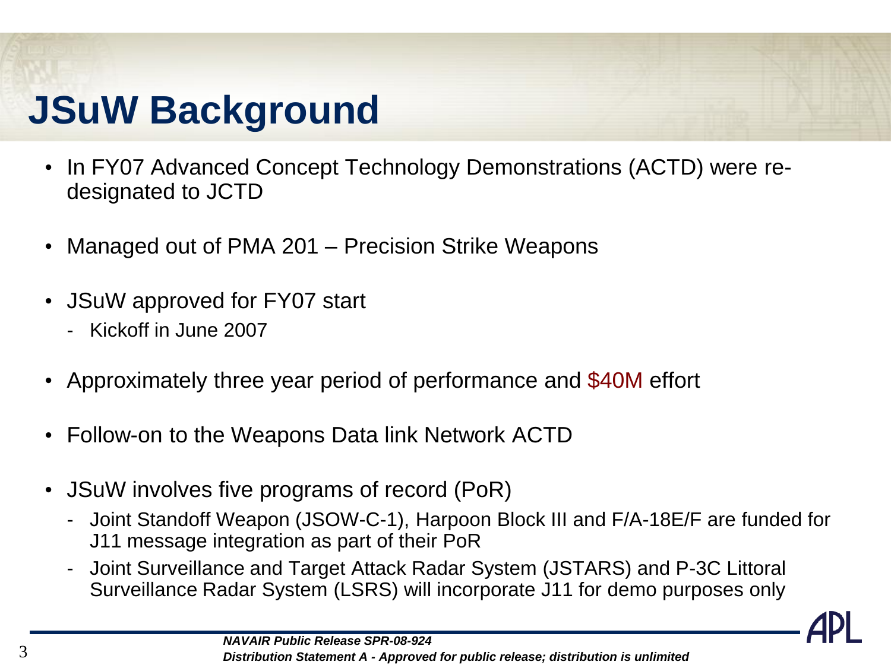# JSuW Background

- In FY07 Advanced Concept Technology Demonstrations (ACTD) were re-designated to JCTD
- Managed out of PMA 201 – Precision Strike Weapons
- JSuW approved for FY07 start
  - Kickoff in June 2007
- Approximately three year period of performance and $40M effort
- Follow-on to the Weapons Data link Network ACTD
- JSuW involves five programs of record (PoR)
  - Joint Standoff Weapon (JSOW-C-1), Harpoon Block III and F/A-18E/F are funded for J11 message integration as part of their PoR
  - Joint Surveillance and Target Attack Radar System (JSTARS) and P-3C Littoral Surveillance Radar System (LSRS) will incorporate J11 for demo purposes only

***NAVAIR Public Release SPR-08-924***

***Distribution Statement A - Approved for public release; distribution is unlimited***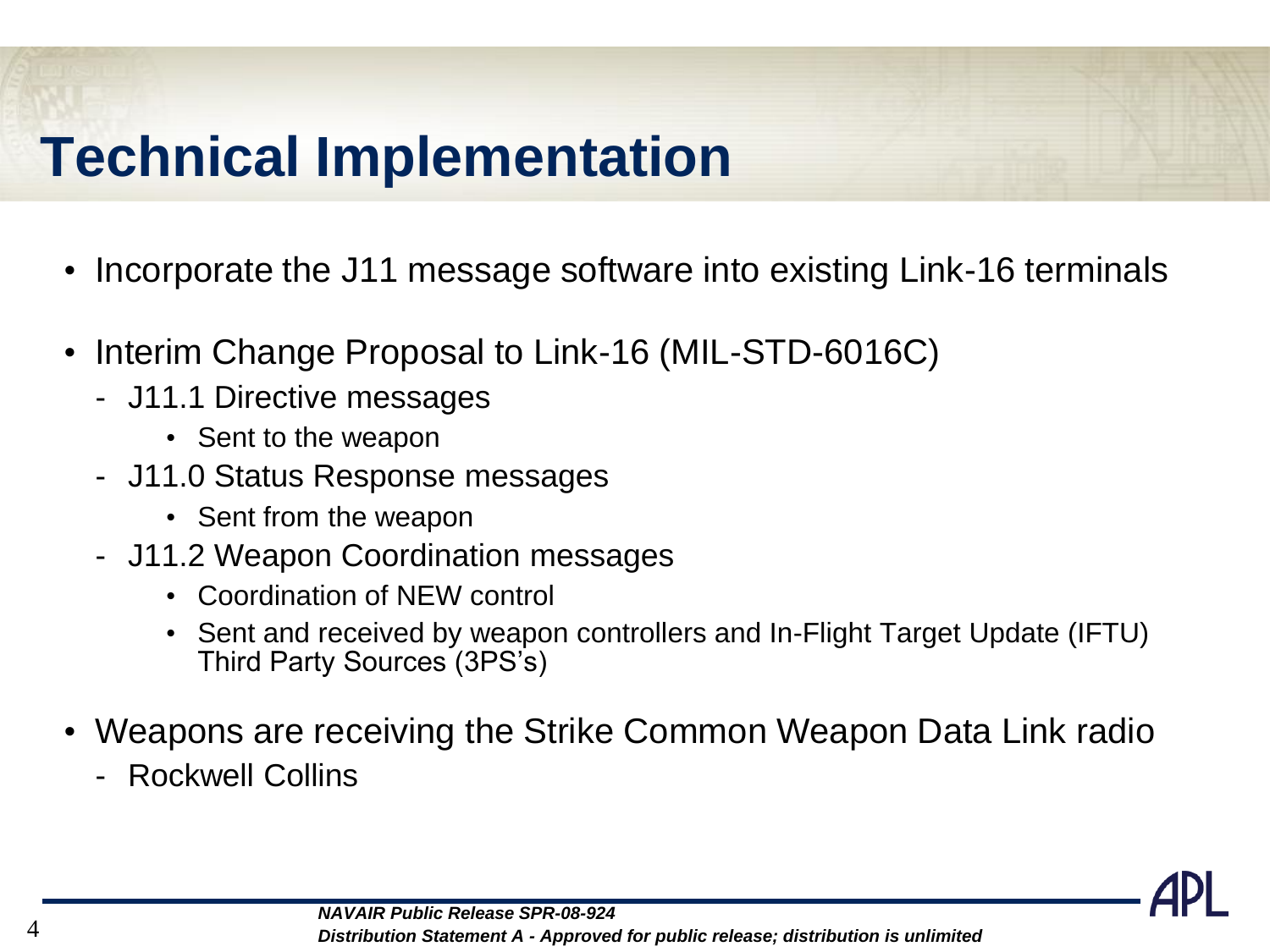# Technical Implementation

- Incorporate the J11 message software into existing Link-16 terminals
- Interim Change Proposal to Link-16 (MIL-STD-6016C)
  - J11.1 Directive messages
    - Sent to the weapon
  - J11.0 Status Response messages
    - Sent from the weapon
  - J11.2 Weapon Coordination messages
    - Coordination of NEW control
    - Sent and received by weapon controllers and In-Flight Target Update (IFTU) Third Party Sources (3PS's)
- Weapons are receiving the Strike Common Weapon Data Link radio
  - Rockwell Collins

***NAVAIR Public Release SPR-08-924***
***Distribution Statement A - Approved for public release; distribution is unlimited***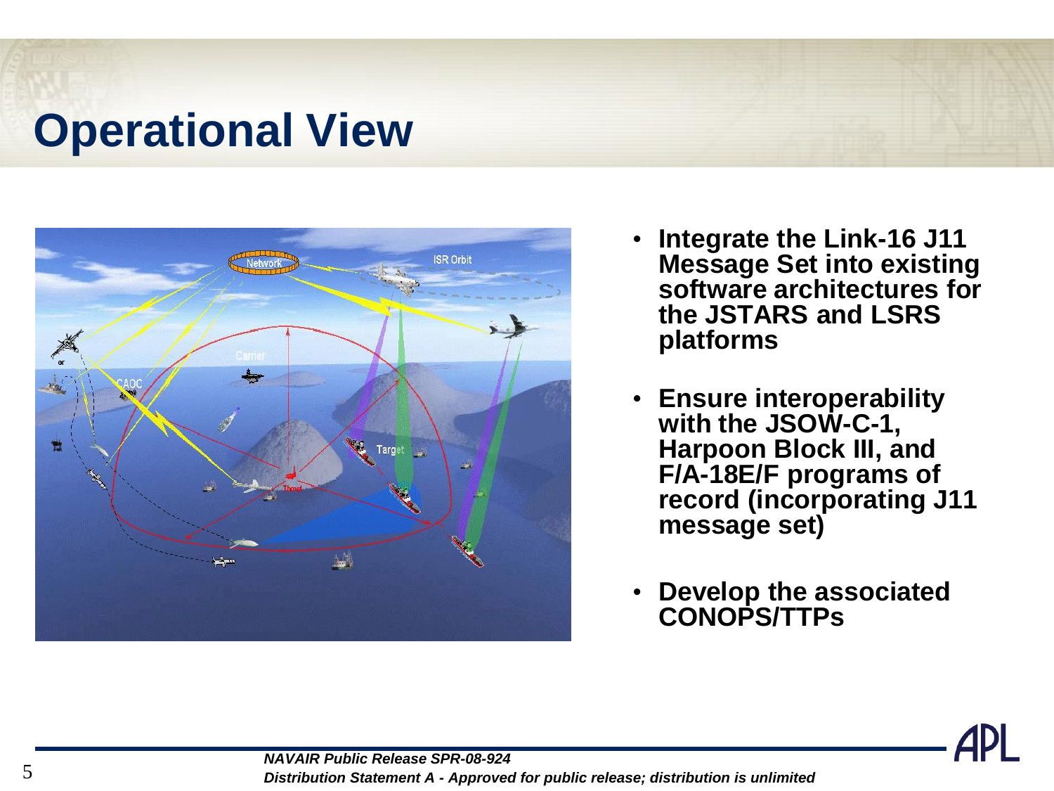# Operational View

- Integrate the Link-16 J11 Message Set into existing software architectures for the JSTARS and LSRS platforms
- Ensure interoperability with the JSOW-C-1, Harpoon Block III, and F/A-18E/F programs of record (incorporating J11 message set)
- Develop the associated CONOPS/TTPs

*NAVAIR Public Release SPR-08-924*
*Distribution Statement A - Approved for public release; distribution is unlimited*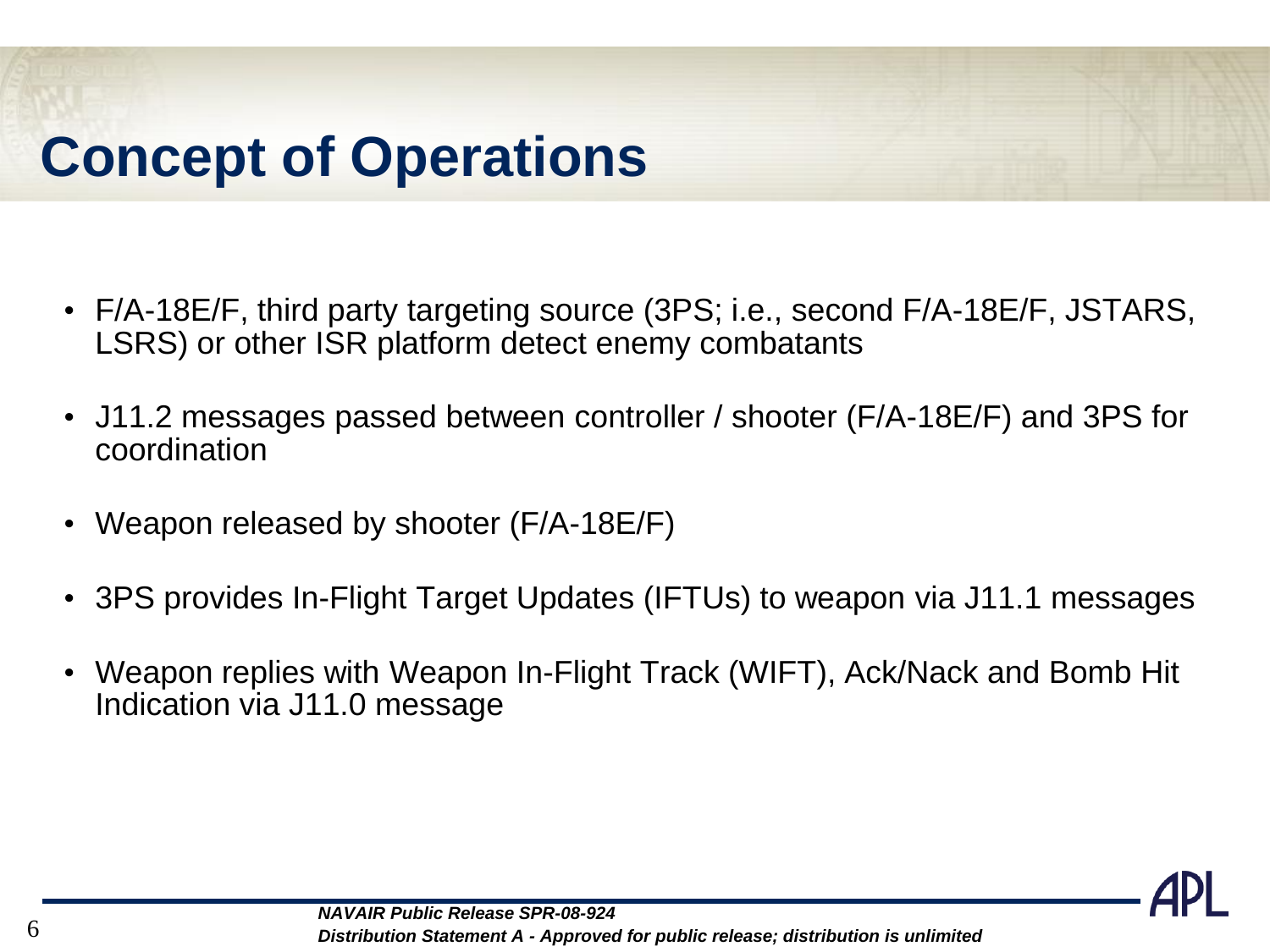# Concept of Operations

- F/A-18E/F, third party targeting source (3PS; i.e., second F/A-18E/F, JSTARS, LSRS) or other ISR platform detect enemy combatants
- J11.2 messages passed between controller / shooter (F/A-18E/F) and 3PS for coordination
- Weapon released by shooter (F/A-18E/F)
- 3PS provides In-Flight Target Updates (IFTUs) to weapon via J11.1 messages
- Weapon replies with Weapon In-Flight Track (WIFT), Ack/Nack and Bomb Hit Indication via J11.0 message

***NAVAIR Public Release SPR-08-924***
***Distribution Statement A - Approved for public release; distribution is unlimited***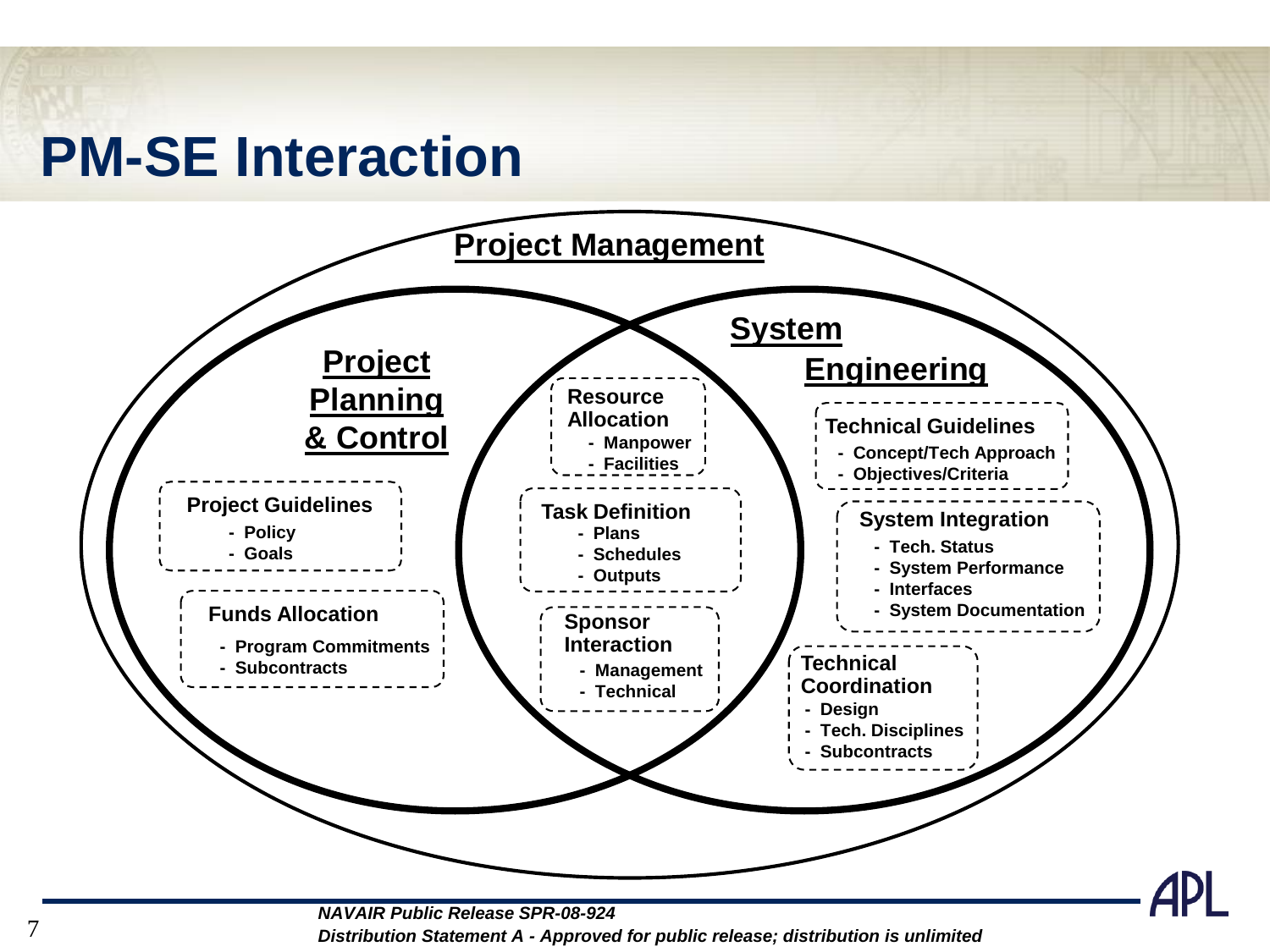# PM-SE Interaction

## Project Management

### Project Planning & Control

**Project Guidelines**
- Policy
- Goals

**Funds Allocation**
- Program Commitments
- Subcontracts

### Overlap (Project Planning & Control / System Engineering)

**Resource Allocation**
- Manpower
- Facilities

**Task Definition**
- Plans
- Schedules
- Outputs

**Sponsor Interaction**
- Management
- Technical

### System Engineering

**Technical Guidelines**
- Concept/Tech Approach
- Objectives/Criteria

**System Integration**
- Tech. Status
- System Performance
- Interfaces
- System Documentation

**Technical Coordination**
- Design
- Tech. Disciplines
- Subcontracts

*NAVAIR Public Release SPR-08-924*

*Distribution Statement A - Approved for public release; distribution is unlimited*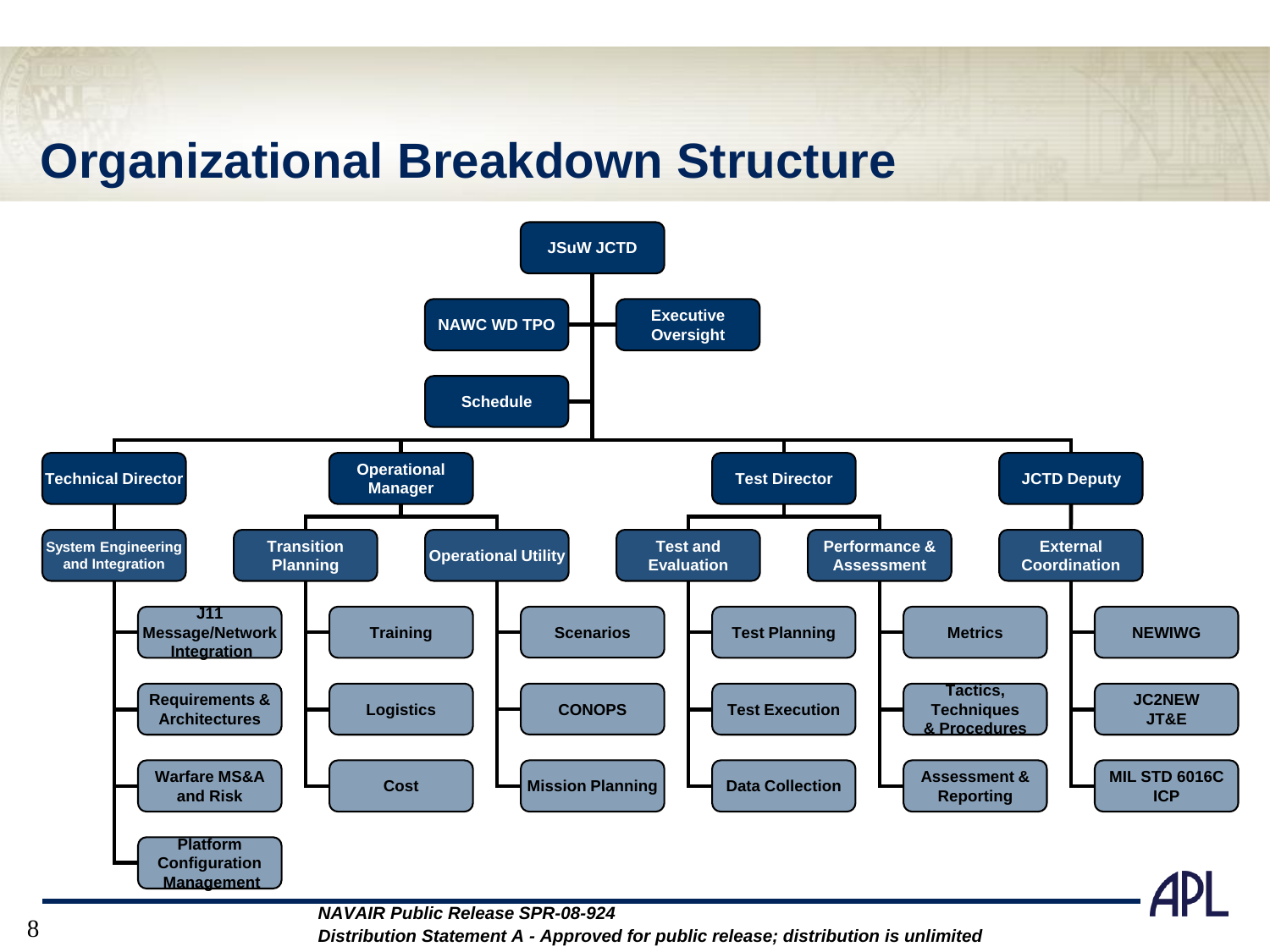# Organizational Breakdown Structure

- **JSuW JCTD**
  - NAWC WD TPO
  - Executive Oversight
  - Schedule
  - **Technical Director**
    - System Engineering and Integration
      - J11 Message/Network Integration
      - Requirements & Architectures
      - Warfare MS&A and Risk
      - Platform Configuration Management
  - **Operational Manager**
    - Transition Planning
      - Training
      - Logistics
      - Cost
    - Operational Utility
      - Scenarios
      - CONOPS
      - Mission Planning
  - **Test Director**
    - Test and Evaluation
      - Test Planning
      - Test Execution
      - Data Collection
    - Performance & Assessment
      - Metrics
      - Tactics, Techniques & Procedures
      - Assessment & Reporting
  - **JCTD Deputy**
    - External Coordination
      - NEWIWG
      - JC2NEW JT&E
      - MIL STD 6016C ICP

*NAVAIR Public Release SPR-08-924*
*Distribution Statement A - Approved for public release; distribution is unlimited*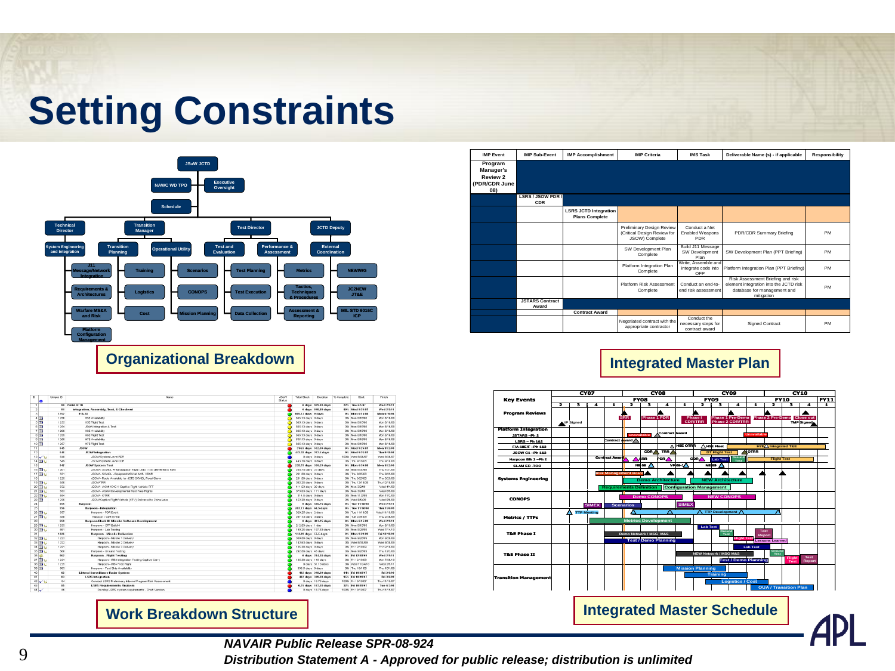# Setting Constraints

JSuW JCTD

NAWC WD TPO | Executive Oversight

Schedule

- Technical Director
  - System Engineering and Integration
  - J11 Message/Network Integration
  - Requirements & Architectures
  - Warfare MS&A and Risk
  - Platform Configuration Management
- Transition Manager
  - Transition Planning
  - Training
  - Logistics
  - Cost
- Operational Utility
  - Scenarios
  - CONOPS
  - Mission Planning
- Test Director
  - Test and Evaluation
  - Test Planning
  - Test Execution
  - Data Collection
- Performance & Assessment
  - Metrics
  - Tactics, Techniques & Procedures
  - Assessment & Reporting
- JCTD Deputy
  - External Coordination
  - NEWWG
  - JC2NEW JT&E
  - MIL STD 6016C ICP

**Organizational Breakdown**

| IMP Event | IMP Sub-Event | IMP Accomplishment | IMP Criteria | IMS Task | Deliverable Name (s) - if applicable | Responsibility |
|---|---|---|---|---|---|---|
| Program Manager's Review 2 (PDR/CDR June 08) | | | | | | |
| | LSRS / JSOW PDR / CDR | | | | | |
| | | LSRS JCTD Integration Plans Complete | | | | |
| | | | Preliminary Design Review (Critical Design Review for JSOW) Complete | Conduct a Net Enabled Weapons PDR | PDR/CDR Summary Briefing | PM |
| | | | SW Development Plan Complete | Build J11 Message SW Development Plan | SW Development Plan (PPT Briefing) | PM |
| | | | Platform Integration Plan Complete | Write, Assemble and integrate code into OFP | Platform Integration Plan (PPT Briefing) | PM |
| | | | Platform Risk Assessment Complete | Conduct an end-to-end risk assessment | Risk Assessment Briefing and risk element integration into the JCTD risk database for management and mitigation | PM |
| | JSTARS Contract Award | | | | | |
| | | Contract Award | | | | |
| | | | Negotiated contract with the appropriate contractor | Conduct the necessary steps for contract award | Signed Contract | PM |

**Integrated Master Plan**

**Work Breakdown Structure**

**Integrated Master Schedule**

*NAVAIR Public Release SPR-08-924*

*Distribution Statement A - Approved for public release; distribution is unlimited*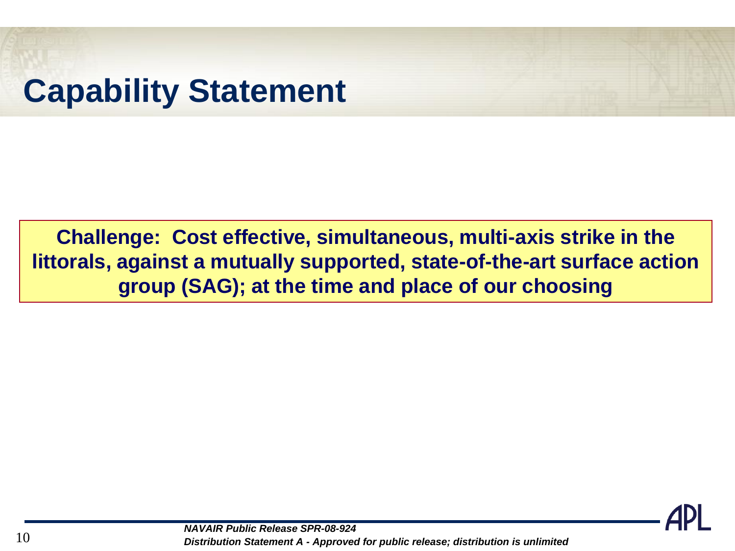# Capability Statement

**Challenge: Cost effective, simultaneous, multi-axis strike in the littorals, against a mutually supported, state-of-the-art surface action group (SAG); at the time and place of our choosing**

***NAVAIR Public Release SPR-08-924***

***Distribution Statement A - Approved for public release; distribution is unlimited***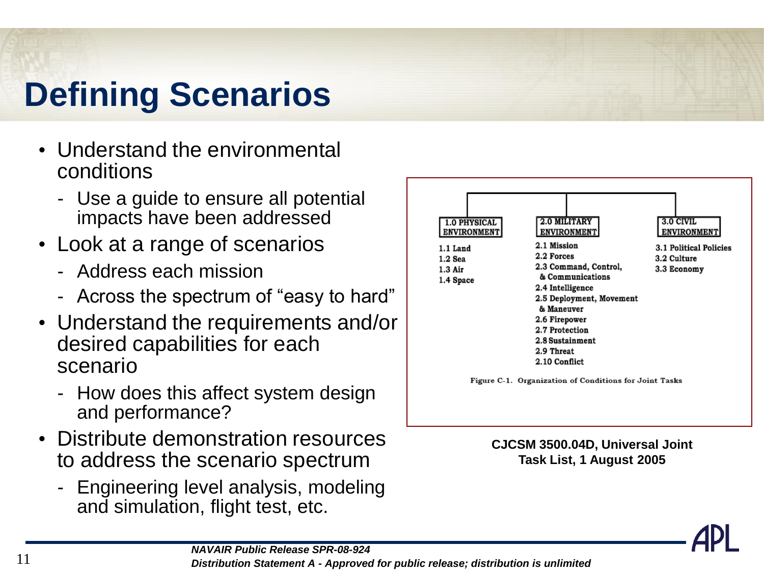# Defining Scenarios

- Understand the environmental conditions
  - Use a guide to ensure all potential impacts have been addressed
- Look at a range of scenarios
  - Address each mission
  - Across the spectrum of “easy to hard”
- Understand the requirements and/or desired capabilities for each scenario
  - How does this affect system design and performance?
- Distribute demonstration resources to address the scenario spectrum
  - Engineering level analysis, modeling and simulation, flight test, etc.

| 1.0 PHYSICAL ENVIRONMENT | 2.0 MILITARY ENVIRONMENT | 3.0 CIVIL ENVIRONMENT |
|---|---|---|
| 1.1 Land | 2.1 Mission | 3.1 Political Policies |
| 1.2 Sea | 2.2 Forces | 3.2 Culture |
| 1.3 Air | 2.3 Command, Control, & Communications | 3.3 Economy |
| 1.4 Space | 2.4 Intelligence | |
| | 2.5 Deployment, Movement & Maneuver | |
| | 2.6 Firepower | |
| | 2.7 Protection | |
| | 2.8 Sustainment | |
| | 2.9 Threat | |
| | 2.10 Conflict | |

Figure C-1. Organization of Conditions for Joint Tasks

**CJCSM 3500.04D, Universal Joint Task List, 1 August 2005**

*NAVAIR Public Release SPR-08-924*
*Distribution Statement A - Approved for public release; distribution is unlimited*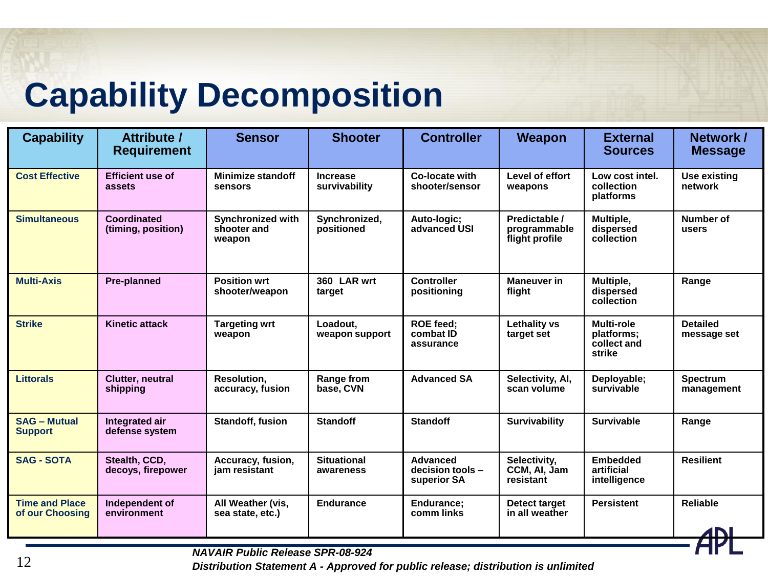# Capability Decomposition

| Capability | Attribute / Requirement | Sensor | Shooter | Controller | Weapon | External Sources | Network / Message |
|---|---|---|---|---|---|---|---|
| Cost Effective | Efficient use of assets | Minimize standoff sensors | Increase survivability | Co-locate with shooter/sensor | Level of effort weapons | Low cost intel. collection platforms | Use existing network |
| Simultaneous | Coordinated (timing, position) | Synchronized with shooter and weapon | Synchronized, positioned | Auto-logic; advanced USI | Predictable / programmable flight profile | Multiple, dispersed collection | Number of users |
| Multi-Axis | Pre-planned | Position wrt shooter/weapon | 360 LAR wrt target | Controller positioning | Maneuver in flight | Multiple, dispersed collection | Range |
| Strike | Kinetic attack | Targeting wrt weapon | Loadout, weapon support | ROE feed; combat ID assurance | Lethality vs target set | Multi-role platforms; collect and strike | Detailed message set |
| Littorals | Clutter, neutral shipping | Resolution, accuracy, fusion | Range from base, CVN | Advanced SA | Selectivity, AI, scan volume | Deployable; survivable | Spectrum management |
| SAG – Mutual Support | Integrated air defense system | Standoff, fusion | Standoff | Standoff | Survivability | Survivable | Range |
| SAG - SOTA | Stealth, CCD, decoys, firepower | Accuracy, fusion, jam resistant | Situational awareness | Advanced decision tools – superior SA | Selectivity, CCM, AI, Jam resistant | Embedded artificial intelligence | Resilient |
| Time and Place of our Choosing | Independent of environment | All Weather (vis, sea state, etc.) | Endurance | Endurance; comm links | Detect target in all weather | Persistent | Reliable |

*NAVAIR Public Release SPR-08-924*

*Distribution Statement A - Approved for public release; distribution is unlimited*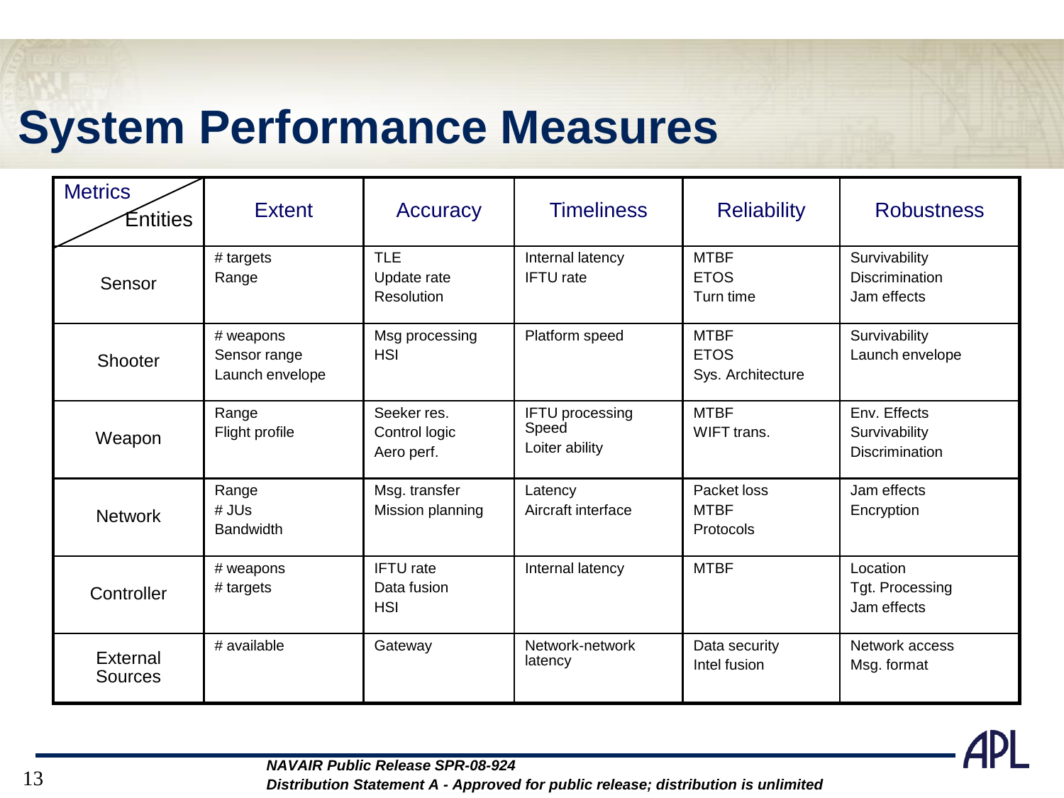# System Performance Measures

| Metrics / Entities | Extent | Accuracy | Timeliness | Reliability | Robustness |
|---|---|---|---|---|---|
| Sensor | # targets<br>Range | TLE<br>Update rate<br>Resolution | Internal latency<br>IFTU rate | MTBF<br>ETOS<br>Turn time | Survivability<br>Discrimination<br>Jam effects |
| Shooter | # weapons<br>Sensor range<br>Launch envelope | Msg processing<br>HSI | Platform speed | MTBF<br>ETOS<br>Sys. Architecture | Survivability<br>Launch envelope |
| Weapon | Range<br>Flight profile | Seeker res.<br>Control logic<br>Aero perf. | IFTU processing Speed<br>Loiter ability | MTBF<br>WIFT trans. | Env. Effects<br>Survivability<br>Discrimination |
| Network | Range<br># JUs<br>Bandwidth | Msg. transfer<br>Mission planning | Latency<br>Aircraft interface | Packet loss<br>MTBF<br>Protocols | Jam effects<br>Encryption |
| Controller | # weapons<br># targets | IFTU rate<br>Data fusion<br>HSI | Internal latency | MTBF | Location<br>Tgt. Processing<br>Jam effects |
| External Sources | # available | Gateway | Network-network latency | Data security<br>Intel fusion | Network access<br>Msg. format |

***NAVAIR Public Release SPR-08-924***
***Distribution Statement A - Approved for public release; distribution is unlimited***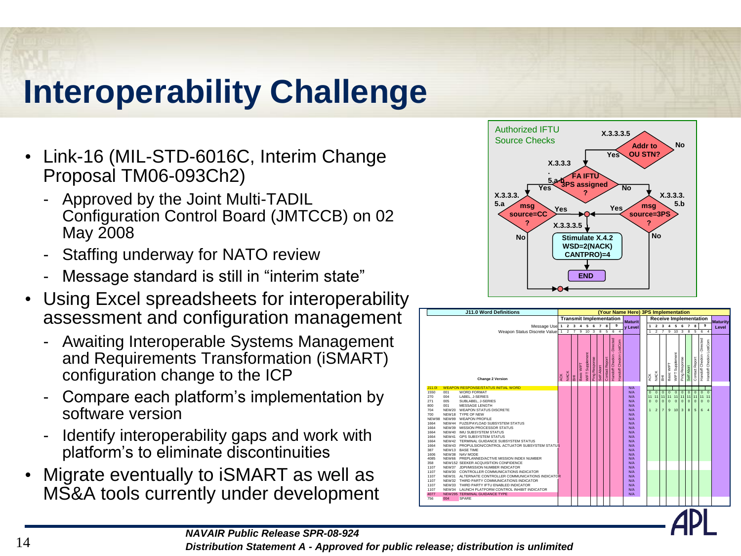# Interoperability Challenge

- Link-16 (MIL-STD-6016C, Interim Change Proposal TM06-093Ch2)
  - Approved by the Joint Multi-TADIL Configuration Control Board (JMTCCB) on 02 May 2008
  - Staffing underway for NATO review
  - Message standard is still in "interim state"
- Using Excel spreadsheets for interoperability assessment and configuration management
  - Awaiting Interoperable Systems Management and Requirements Transformation (iSMART) configuration change to the ICP
  - Compare each platform's implementation by software version
  - Identify interoperability gaps and work with platform's to eliminate discontinuities
- Migrate eventually to iSMART as well as MS&A tools currently under development

Authorized IFTU Source Checks

- X.3.3.3.5: Addr to OU STN? — Yes / No
- X.3.3.3.5.a,b: FA IFTU 3PS assigned? — Yes / No
- X.3.3.3.5.a: msg source=CC? — Yes / No
- X.3.3.3.5.b: msg source=3PS? — Yes / No
- X.3.3.3.5: Stimulate X.4.2 WSD=2(NACK) CANTPRO)=4
- END

| J11.0 Word Definitions | | | (Your Name Here) 3PS Implementation | | | |
|---|---|---|---|---|---|---|
| | | | Transmit Implementation | Maturity Level | Receive Implementation | Maturity Level |
| | | Message Use | 1 2 3 4 5 6 7 8 9 | | 1 2 3 4 5 6 7 8 9 | |
| | | Weapon Status Discrete Value | 1 2 7 9 10 3 8 5 6 4 | | 1 2 7 9 10 3 8 5 6 4 | |
| | | Change 2 Version | ACK, NACK, BHI, Basic WIFT, WIFT Supplement, Ping Response, Self Abort, Contact Report, Handoff Checkin - Directed, Handoff Checkin LostCom | | ACK, NACK, BHI, Basic WIFT, WIFT Supplement, Ping Response, Self Abort, Contact Report, Handoff Checkin - Directed, Handoff Checkin LostCom | |
| J11.0I | | WEAPON RESPONSE/STATUS INITIAL WORD | | N/A | | |
| 1550 | 001 | WORD FORMAT | | N/A | 0 0 0 0 0 0 0 0 0 0 | |
| 270 | 004 | LABEL, J-SERIES | | N/A | 11 11 11 11 11 11 11 11 11 11 | |
| 271 | 005 | SUBLABEL, J-SERIES | | N/A | 0 0 0 0 0 0 0 0 0 0 | |
| 800 | 001 | MESSAGE LENGTH | | N/A | | |
| 704 | NEW20 | WEAPON STATUS DISCRETE | | N/A | 1 2 7 9 10 3 8 5 6 4 | |
| 700 | NEW18 | TYPE OF NEW | | N/A | | |
| NEW98 | NEW99 | WEAPON PROFILE | | N/A | | |
| 1664 | NEW44 | FUZE/PAYLOAD SUBSYSTEM STATUS | | N/A | | |
| 1664 | NEW39 | MISSION PROCESSOR STATUS | | N/A | | |
| 1664 | NEW40 | IMU SUBSYSTEM STATUS | | N/A | | |
| 1664 | NEW41 | GPS SUBSYSTEM STATUS | | N/A | | |
| 1664 | NEW42 | TERMINAL GUIDANCE SUBSYSTEM STATUS | | N/A | | |
| 1664 | NEW43 | PROPULSION/CONTROL ACTUATOR SUBSYSTEM STATUS | | N/A | | |
| 387 | NEW13 | BASE TIME | | N/A | | |
| 1606 | NEW38 | NAV MODE | | N/A | | |
| 4085 | NEW66 | PREPLANNED/ACTIVE MISSION INDEX NUMBER | | N/A | | |
| 358 | NEW152 | SEEKER ACQUISITION CONFIDENCE | | N/A | | |
| 1107 | NEW37 | JDPI/MISSION NUMBER INDICATOR | | N/A | | |
| 1107 | NEW30 | CONTROLLER COMMUNICATIONS INDICATOR | | N/A | | |
| 1107 | NEW31 | ALTERNATE CONTROLLER COMMUNICATIONS INDICATOR | | N/A | | |
| 1107 | NEW32 | THIRD PARTY COMMUNICATIONS INDICATOR | | N/A | | |
| 1107 | NEW33 | THIRD PARTY IFTU ENABLED INDICATOR | | N/A | | |
| 1107 | NEW34 | LAUNCH PLATFORM CONTROL INHIBIT INDICATOR | | N/A | | |
| 4077 | NEW295 | TERMINAL GUIDANCE TYPE | | N/A | | |
| 756 | 004 | SPARE | | | | |

*NAVAIR Public Release SPR-08-924*

*Distribution Statement A - Approved for public release; distribution is unlimited*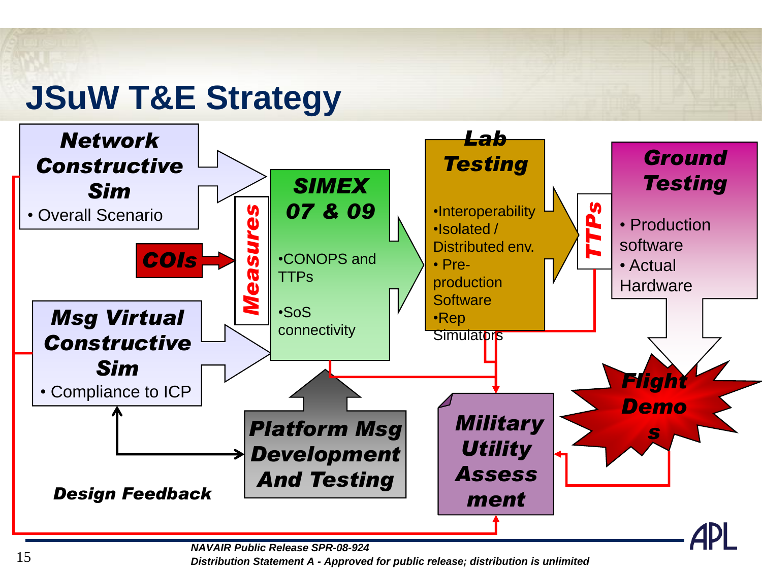# JSuW T&E Strategy

**Network Constructive Sim**
- Overall Scenario

**COIs**

**Measures**

**Msg Virtual Constructive Sim**
- Compliance to ICP

**SIMEX 07 & 09**
- CONOPS and TTPs
- SoS connectivity

**Lab Testing**
- Interoperability
- Isolated / Distributed env.
- Pre-production Software
- Rep Simulators

**TTPs**

**Ground Testing**
- Production software
- Actual Hardware

**Flight Demos**

**Platform Msg Development And Testing**

**Military Utility Assessment**

**Design Feedback**

*NAVAIR Public Release SPR-08-924*
*Distribution Statement A - Approved for public release; distribution is unlimited*

APL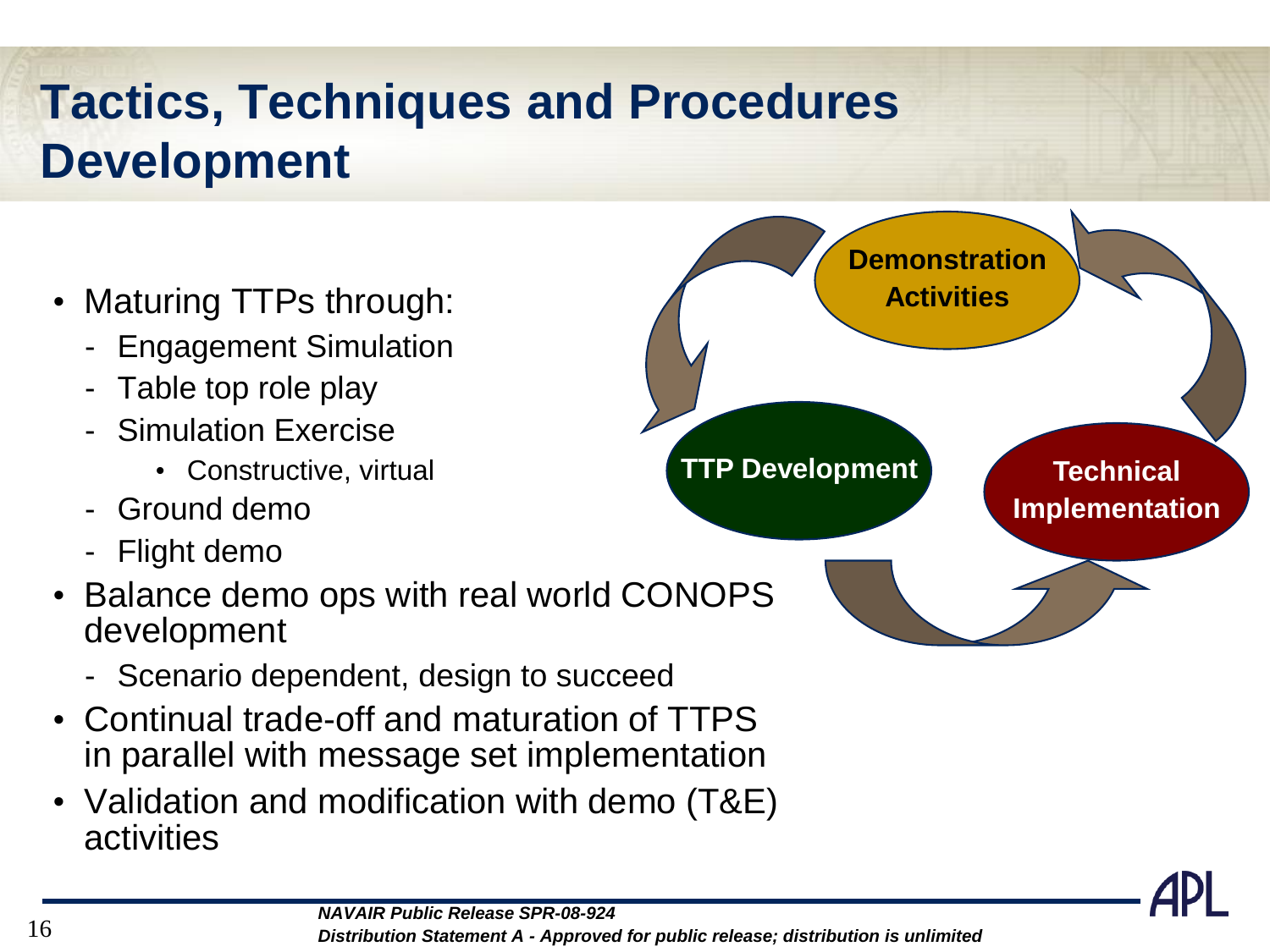# Tactics, Techniques and Procedures Development

- Maturing TTPs through:
  - Engagement Simulation
  - Table top role play
  - Simulation Exercise
    - Constructive, virtual
  - Ground demo
  - Flight demo
- Balance demo ops with real world CONOPS development
  - Scenario dependent, design to succeed
- Continual trade-off and maturation of TTPS in parallel with message set implementation
- Validation and modification with demo (T&E) activities

Demonstration Activities

TTP Development

Technical Implementation

***NAVAIR Public Release SPR-08-924***
***Distribution Statement A - Approved for public release; distribution is unlimited***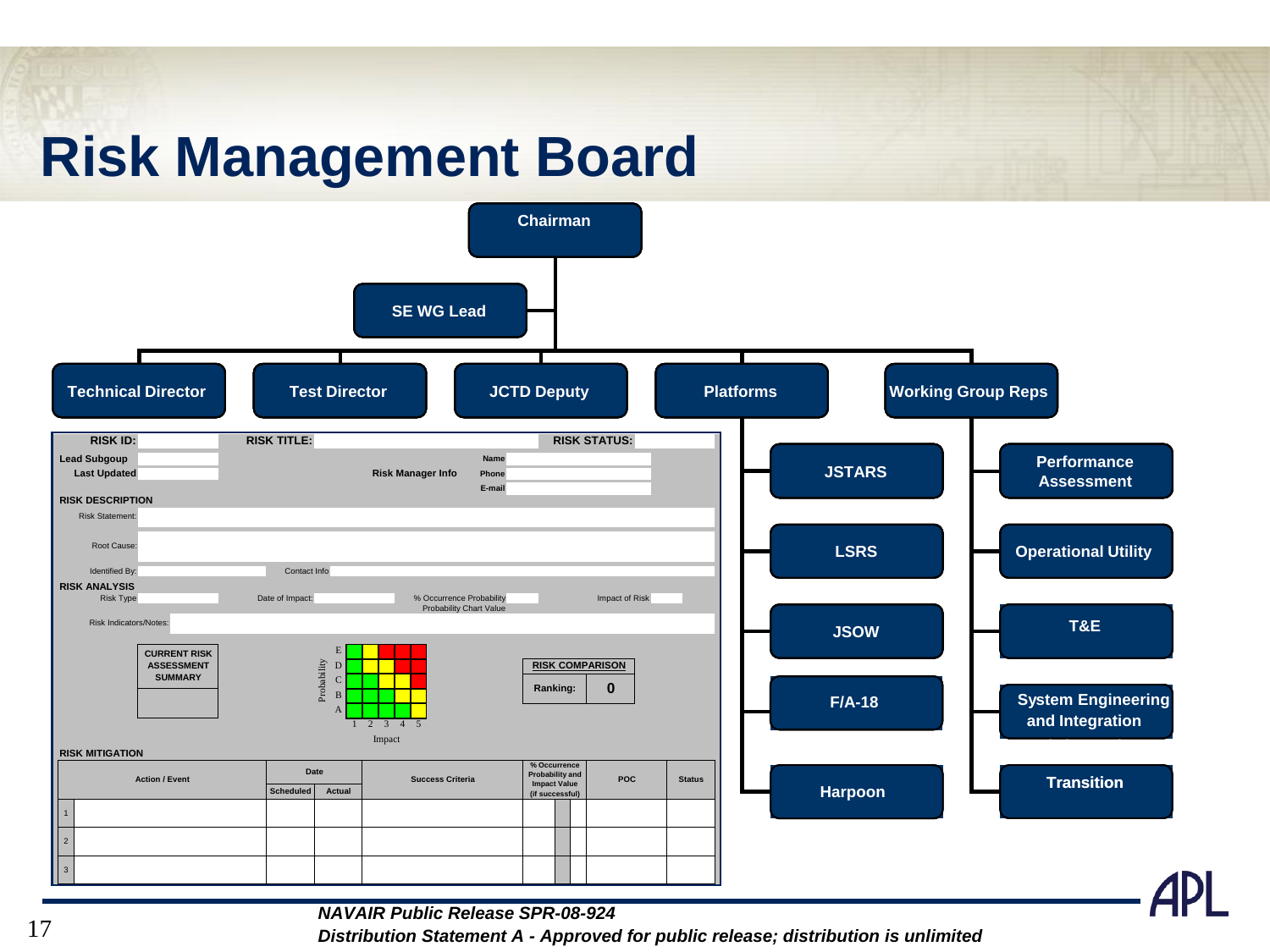# Risk Management Board

- Chairman
  - SE WG Lead
  - Technical Director
  - Test Director
  - JCTD Deputy
  - Platforms
    - JSTARS
    - LSRS
    - JSOW
    - F/A-18
    - Harpoon
  - Working Group Reps
    - Performance Assessment
    - Operational Utility
    - T&E
    - System Engineering and Integration
    - Transition

**RISK ID:** **RISK TITLE:** **RISK STATUS:**

**Lead Subgroup**
**Last Updated**

**Risk Manager Info** — Name / Phone / E-mail

**RISK DESCRIPTION**

- Risk Statement:
- Root Cause:
- Identified By: Contact Info

**RISK ANALYSIS**

- Risk Type
- Date of Impact:
- % Occurrence Probability / Probability Chart Value
- Impact of Risk
- Risk Indicators/Notes:

**CURRENT RISK ASSESSMENT SUMMARY**

Probability (A–E) vs. Impact (1–5)

| RISK COMPARISON | |
|---|---|
| Ranking: | 0 |

**RISK MITIGATION**

| | Action / Event | Date | | Success Criteria | % Occurrence Probability and Impact Value (if successful) | POC | Status |
|---|---|---|---|---|---|---|---|
| | | Scheduled | Actual | | | | |
| 1 | | | | | | | |
| 2 | | | | | | | |
| 3 | | | | | | | |

***NAVAIR Public Release SPR-08-924***
***Distribution Statement A - Approved for public release; distribution is unlimited***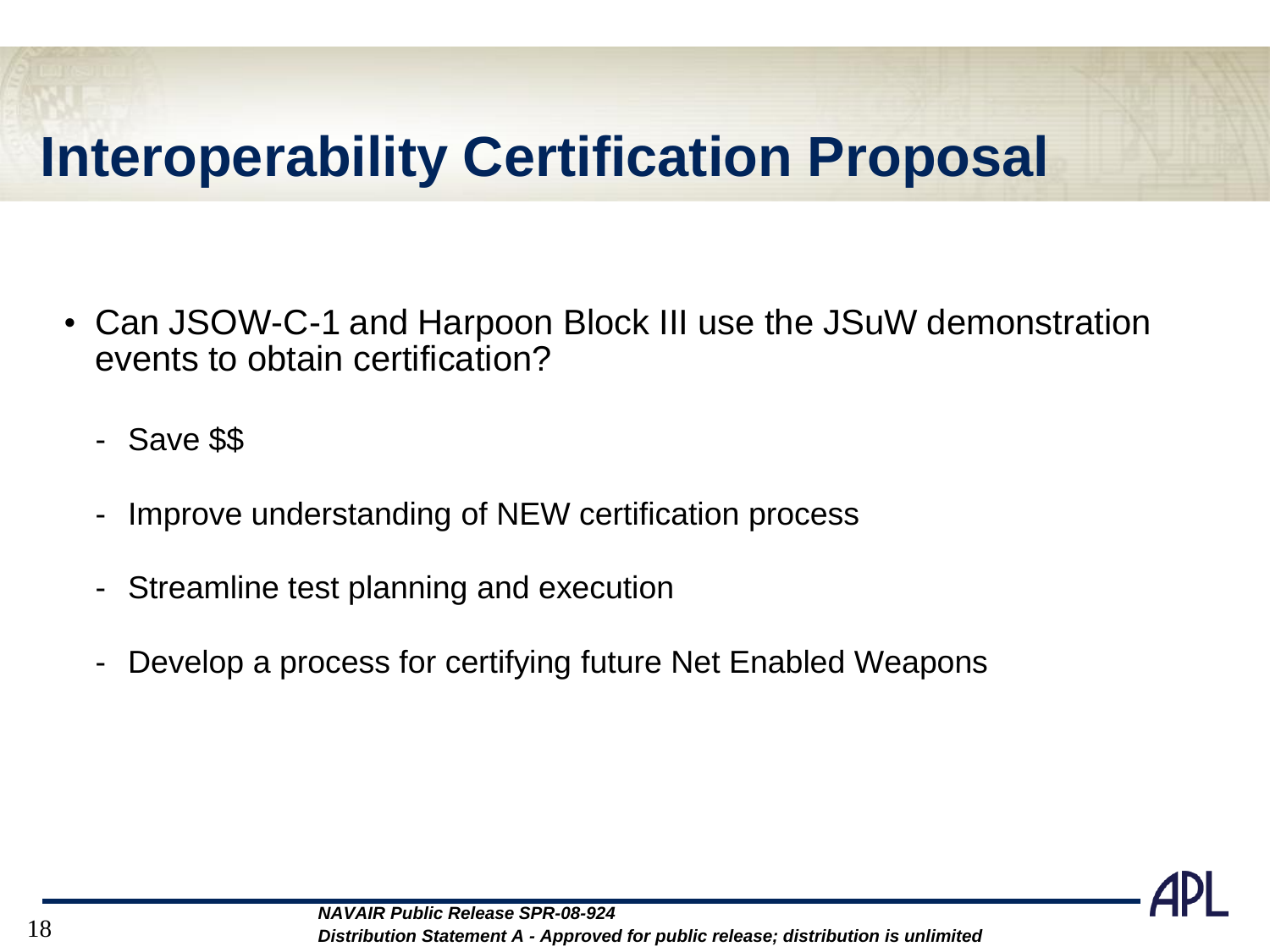# Interoperability Certification Proposal

- Can JSOW-C-1 and Harpoon Block III use the JSuW demonstration events to obtain certification?
  - Save $$
  - Improve understanding of NEW certification process
  - Streamline test planning and execution
  - Develop a process for certifying future Net Enabled Weapons

*NAVAIR Public Release SPR-08-924*
*Distribution Statement A - Approved for public release; distribution is unlimited*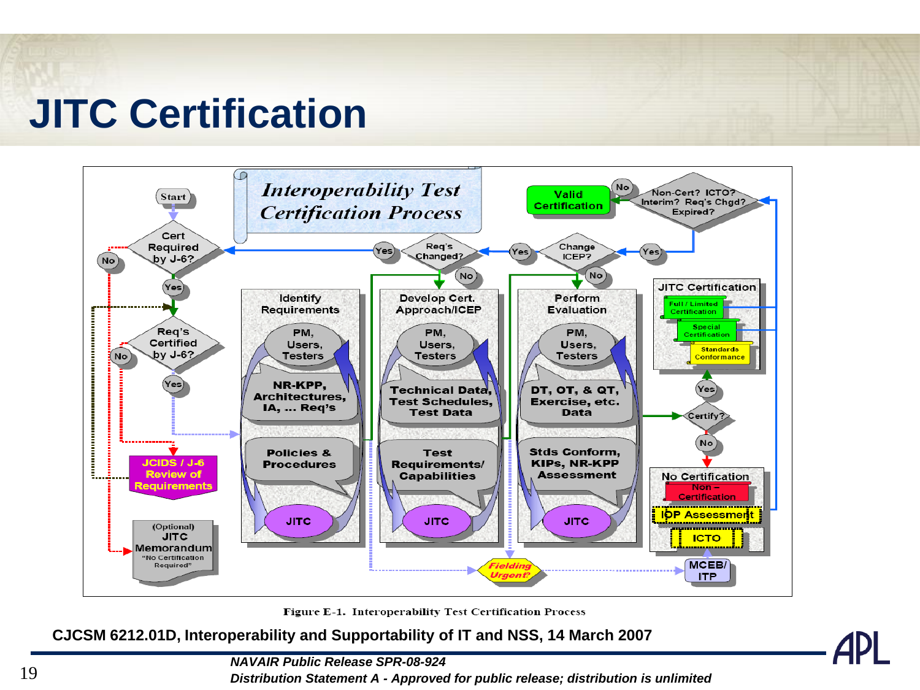# JITC Certification

Figure E-1. Interoperability Test Certification Process

**CJCSM 6212.01D, Interoperability and Supportability of IT and NSS, 14 March 2007**

***NAVAIR Public Release SPR-08-924***

***Distribution Statement A - Approved for public release; distribution is unlimited***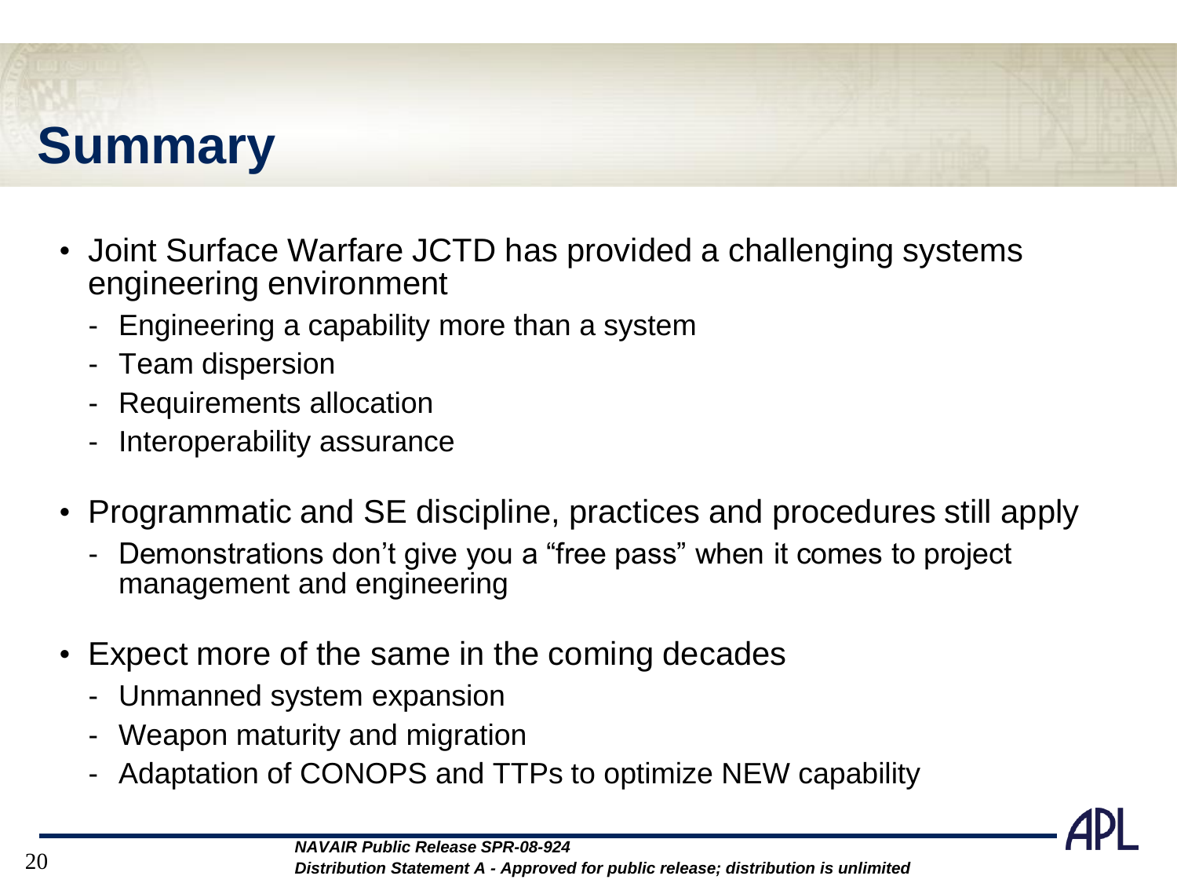# Summary

- Joint Surface Warfare JCTD has provided a challenging systems engineering environment
  - Engineering a capability more than a system
  - Team dispersion
  - Requirements allocation
  - Interoperability assurance
- Programmatic and SE discipline, practices and procedures still apply
  - Demonstrations don't give you a "free pass" when it comes to project management and engineering
- Expect more of the same in the coming decades
  - Unmanned system expansion
  - Weapon maturity and migration
  - Adaptation of CONOPS and TTPs to optimize NEW capability

***NAVAIR Public Release SPR-08-924***
***Distribution Statement A - Approved for public release; distribution is unlimited***